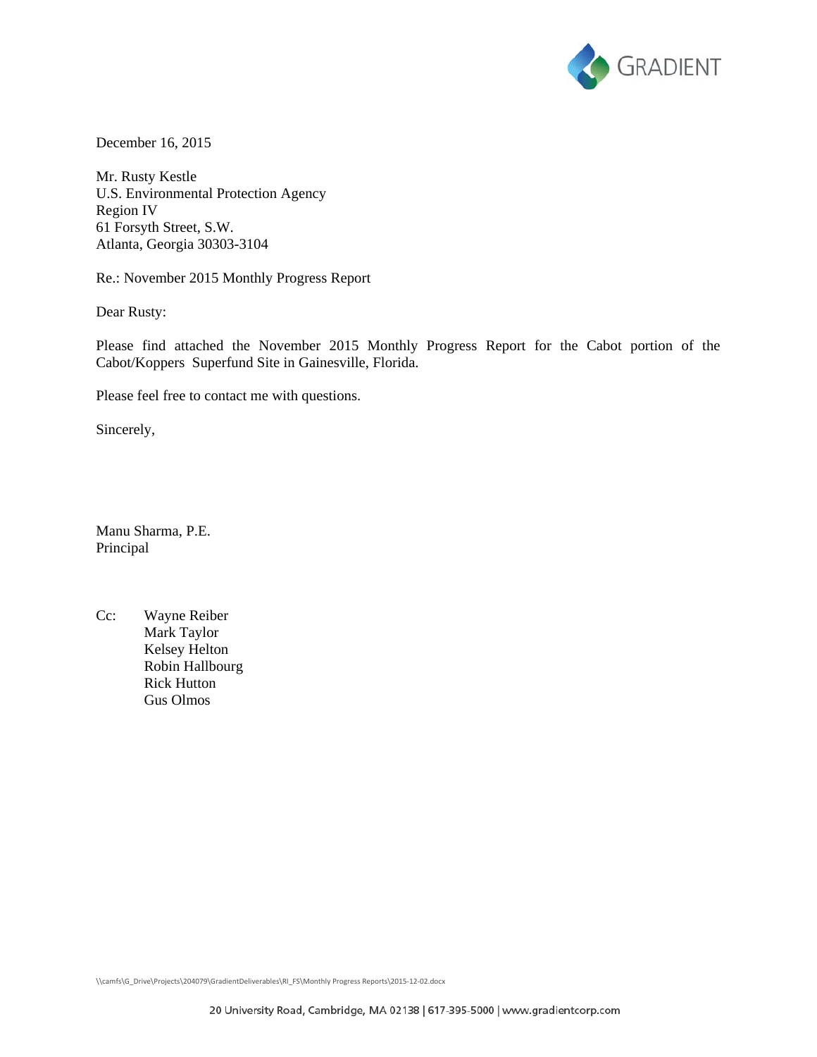GRADIENT

December 16, 2015

Mr. Rusty Kestle  
U.S. Environmental Protection Agency  
Region IV  
61 Forsyth Street, S.W.  
Atlanta, Georgia 30303-3104

Re.: November 2015 Monthly Progress Report

Dear Rusty:

Please find attached the November 2015 Monthly Progress Report for the Cabot portion of the Cabot/Koppers Superfund Site in Gainesville, Florida.

Please feel free to contact me with questions.

Sincerely,

Manu Sharma, P.E.  
Principal

Cc: Wayne Reiber  
Mark Taylor  
Kelsey Helton  
Robin Hallbourg  
Rick Hutton  
Gus Olmos

\\camfs\G_Drive\Projects\204079\GradientDeliverables\RI_FS\Monthly Progress Reports\2015-12-02.docx

20 University Road, Cambridge, MA 02138 | 617-395-5000 | www.gradientcorp.com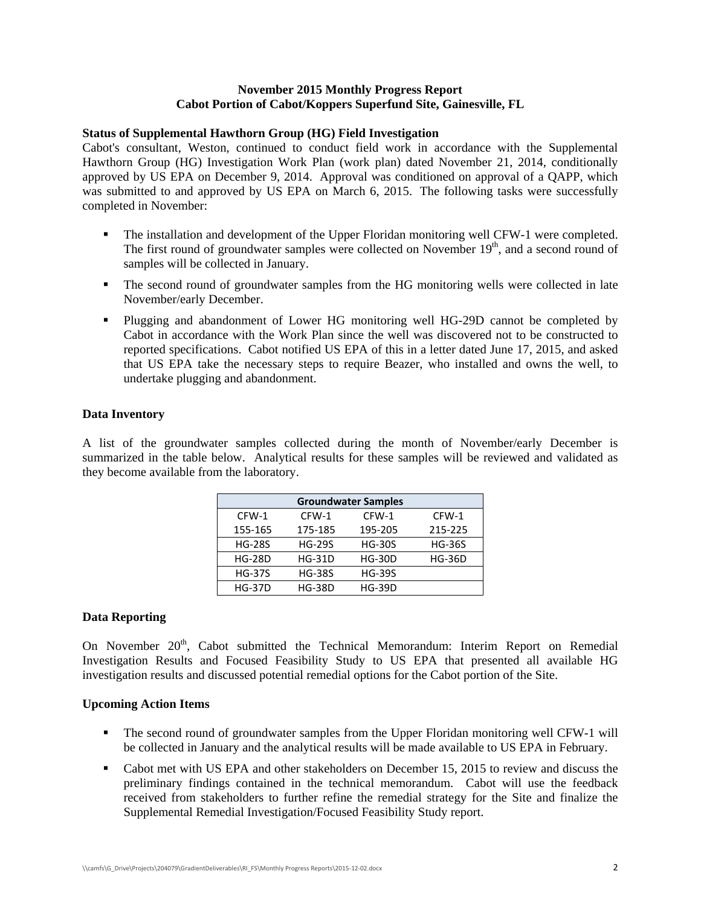**November 2015 Monthly Progress Report**
**Cabot Portion of Cabot/Koppers Superfund Site, Gainesville, FL**

**Status of Supplemental Hawthorn Group (HG) Field Investigation**

Cabot's consultant, Weston, continued to conduct field work in accordance with the Supplemental Hawthorn Group (HG) Investigation Work Plan (work plan) dated November 21, 2014, conditionally approved by US EPA on December 9, 2014. Approval was conditioned on approval of a QAPP, which was submitted to and approved by US EPA on March 6, 2015. The following tasks were successfully completed in November:

- The installation and development of the Upper Floridan monitoring well CFW-1 were completed. The first round of groundwater samples were collected on November 19th, and a second round of samples will be collected in January.
- The second round of groundwater samples from the HG monitoring wells were collected in late November/early December.
- Plugging and abandonment of Lower HG monitoring well HG-29D cannot be completed by Cabot in accordance with the Work Plan since the well was discovered not to be constructed to reported specifications. Cabot notified US EPA of this in a letter dated June 17, 2015, and asked that US EPA take the necessary steps to require Beazer, who installed and owns the well, to undertake plugging and abandonment.

**Data Inventory**

A list of the groundwater samples collected during the month of November/early December is summarized in the table below. Analytical results for these samples will be reviewed and validated as they become available from the laboratory.

| Groundwater Samples | | | |
|---|---|---|---|
| CFW-1 155-165 | CFW-1 175-185 | CFW-1 195-205 | CFW-1 215-225 |
| HG-28S | HG-29S | HG-30S | HG-36S |
| HG-28D | HG-31D | HG-30D | HG-36D |
| HG-37S | HG-38S | HG-39S | |
| HG-37D | HG-38D | HG-39D | |

**Data Reporting**

On November 20th, Cabot submitted the Technical Memorandum: Interim Report on Remedial Investigation Results and Focused Feasibility Study to US EPA that presented all available HG investigation results and discussed potential remedial options for the Cabot portion of the Site.

**Upcoming Action Items**

- The second round of groundwater samples from the Upper Floridan monitoring well CFW-1 will be collected in January and the analytical results will be made available to US EPA in February.
- Cabot met with US EPA and other stakeholders on December 15, 2015 to review and discuss the preliminary findings contained in the technical memorandum. Cabot will use the feedback received from stakeholders to further refine the remedial strategy for the Site and finalize the Supplemental Remedial Investigation/Focused Feasibility Study report.